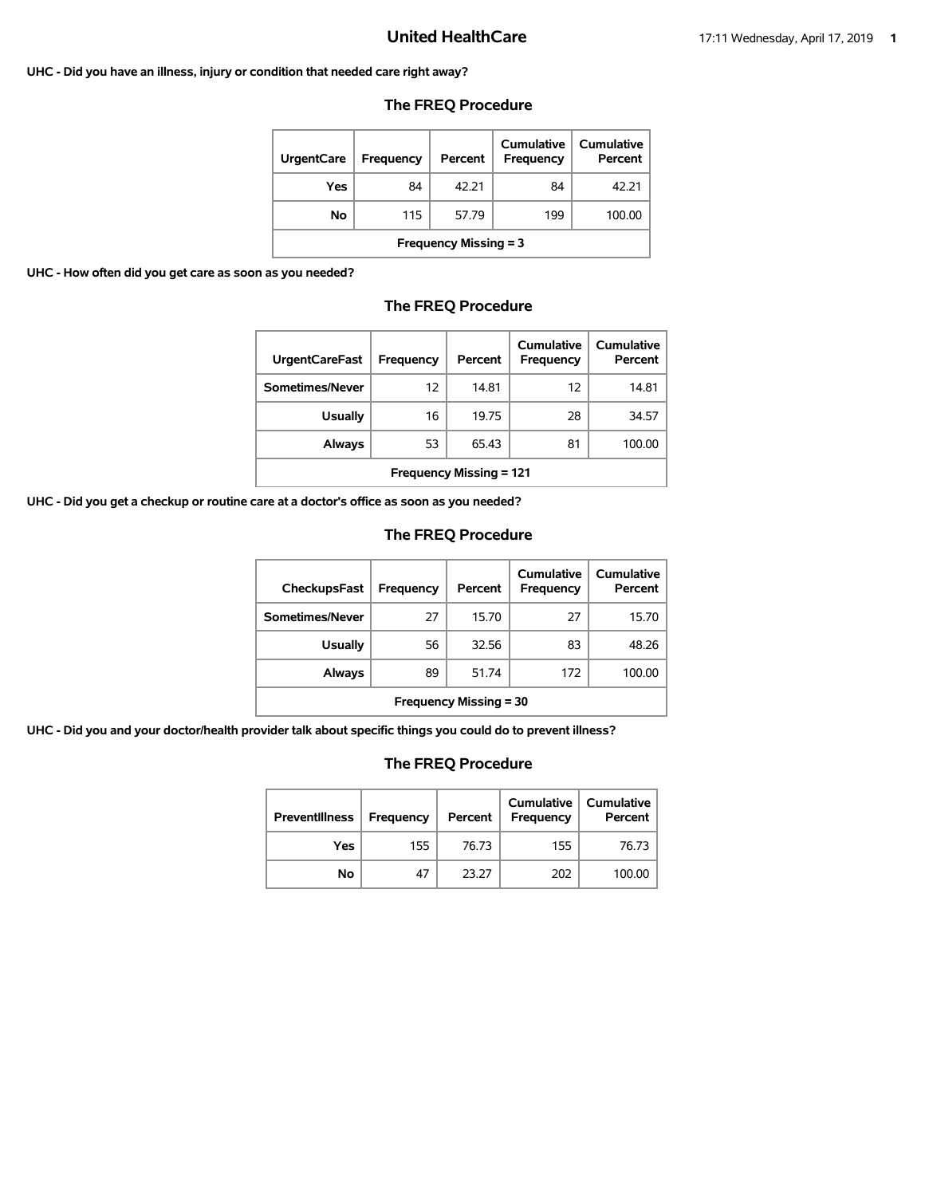# United HealthCare

**UHC - Did you have an illness, injury or condition that needed care right away?**

## The FREQ Procedure

| UrgentCare | Frequency | Percent | Cumulative Frequency | Cumulative Percent |
|---|---|---|---|---|
| Yes | 84 | 42.21 | 84 | 42.21 |
| No | 115 | 57.79 | 199 | 100.00 |
| Frequency Missing = 3 | | | | |

**UHC - How often did you get care as soon as you needed?**

## The FREQ Procedure

| UrgentCareFast | Frequency | Percent | Cumulative Frequency | Cumulative Percent |
|---|---|---|---|---|
| Sometimes/Never | 12 | 14.81 | 12 | 14.81 |
| Usually | 16 | 19.75 | 28 | 34.57 |
| Always | 53 | 65.43 | 81 | 100.00 |
| Frequency Missing = 121 | | | | |

**UHC - Did you get a checkup or routine care at a doctor's office as soon as you needed?**

## The FREQ Procedure

| CheckupsFast | Frequency | Percent | Cumulative Frequency | Cumulative Percent |
|---|---|---|---|---|
| Sometimes/Never | 27 | 15.70 | 27 | 15.70 |
| Usually | 56 | 32.56 | 83 | 48.26 |
| Always | 89 | 51.74 | 172 | 100.00 |
| Frequency Missing = 30 | | | | |

**UHC - Did you and your doctor/health provider talk about specific things you could do to prevent illness?**

## The FREQ Procedure

| PreventIllness | Frequency | Percent | Cumulative Frequency | Cumulative Percent |
|---|---|---|---|---|
| Yes | 155 | 76.73 | 155 | 76.73 |
| No | 47 | 23.27 | 202 | 100.00 |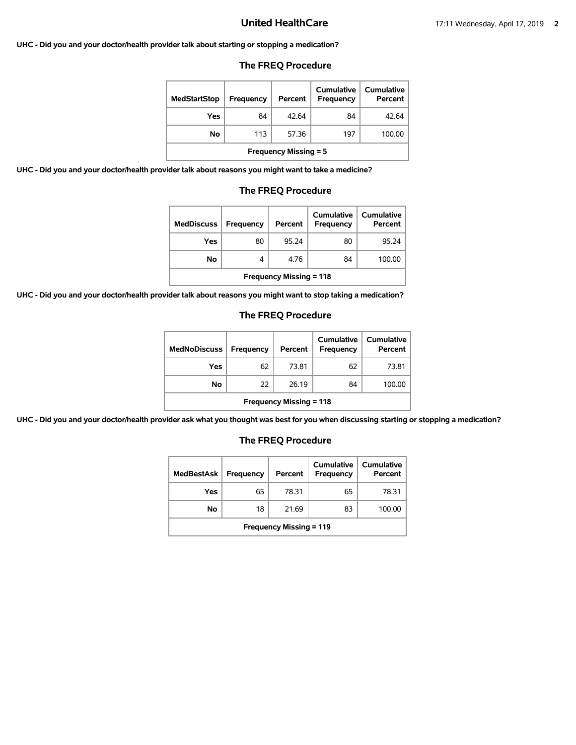**UHC - Did you and your doctor/health provider talk about starting or stopping a medication?**

### The FREQ Procedure

| MedStartStop | Frequency | Percent | Cumulative Frequency | Cumulative Percent |
|---|---|---|---|---|
| Yes | 84 | 42.64 | 84 | 42.64 |
| No | 113 | 57.36 | 197 | 100.00 |
| Frequency Missing = 5 | | | | |

**UHC - Did you and your doctor/health provider talk about reasons you might want to take a medicine?**

### The FREQ Procedure

| MedDiscuss | Frequency | Percent | Cumulative Frequency | Cumulative Percent |
|---|---|---|---|---|
| Yes | 80 | 95.24 | 80 | 95.24 |
| No | 4 | 4.76 | 84 | 100.00 |
| Frequency Missing = 118 | | | | |

**UHC - Did you and your doctor/health provider talk about reasons you might want to stop taking a medication?**

### The FREQ Procedure

| MedNoDiscuss | Frequency | Percent | Cumulative Frequency | Cumulative Percent |
|---|---|---|---|---|
| Yes | 62 | 73.81 | 62 | 73.81 |
| No | 22 | 26.19 | 84 | 100.00 |
| Frequency Missing = 118 | | | | |

**UHC - Did you and your doctor/health provider ask what you thought was best for you when discussing starting or stopping a medication?**

### The FREQ Procedure

| MedBestAsk | Frequency | Percent | Cumulative Frequency | Cumulative Percent |
|---|---|---|---|---|
| Yes | 65 | 78.31 | 65 | 78.31 |
| No | 18 | 21.69 | 83 | 100.00 |
| Frequency Missing = 119 | | | | |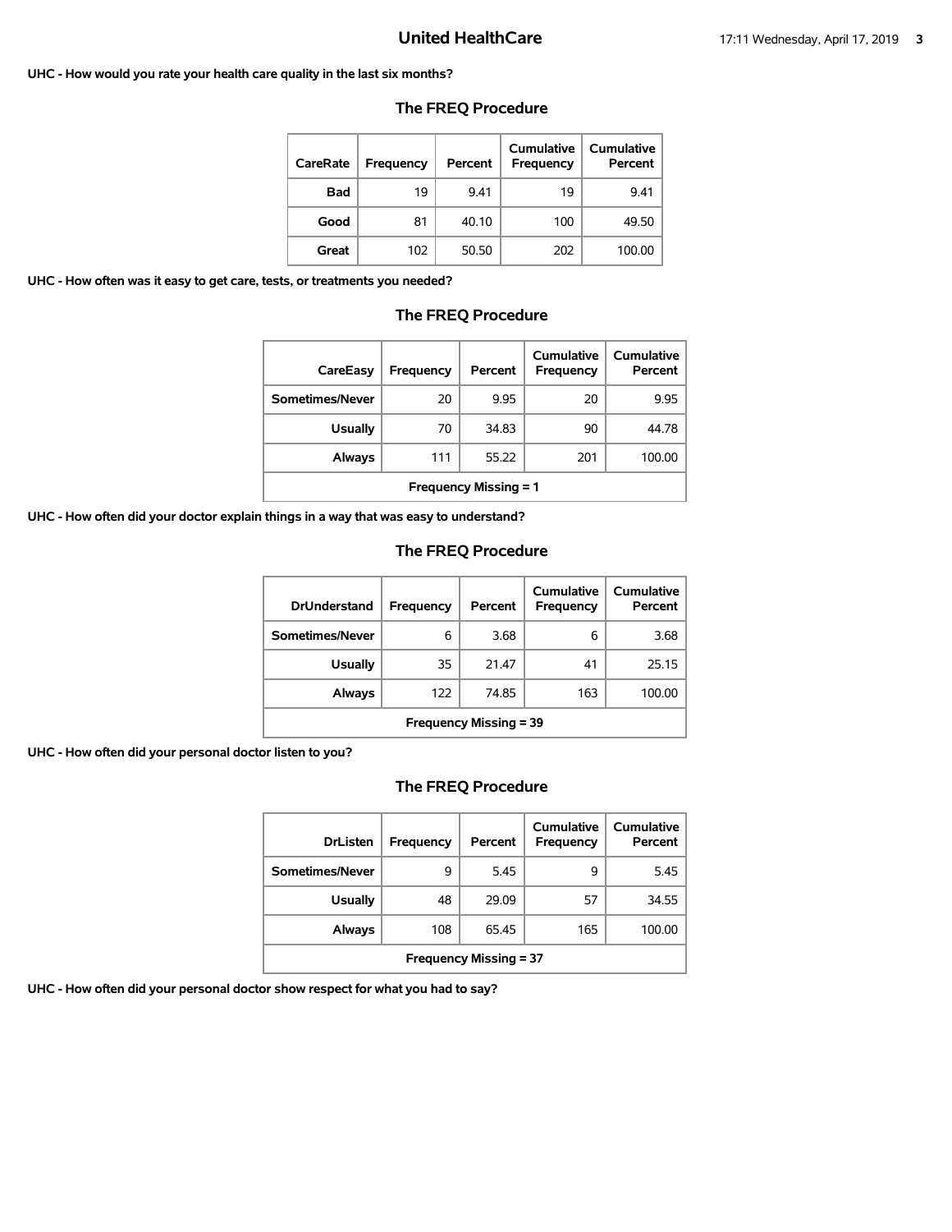**UHC - How would you rate your health care quality in the last six months?**

## The FREQ Procedure

| CareRate | Frequency | Percent | Cumulative Frequency | Cumulative Percent |
|---|---|---|---|---|
| Bad | 19 | 9.41 | 19 | 9.41 |
| Good | 81 | 40.10 | 100 | 49.50 |
| Great | 102 | 50.50 | 202 | 100.00 |

**UHC - How often was it easy to get care, tests, or treatments you needed?**

## The FREQ Procedure

| CareEasy | Frequency | Percent | Cumulative Frequency | Cumulative Percent |
|---|---|---|---|---|
| Sometimes/Never | 20 | 9.95 | 20 | 9.95 |
| Usually | 70 | 34.83 | 90 | 44.78 |
| Always | 111 | 55.22 | 201 | 100.00 |
| Frequency Missing = 1 | | | | |

**UHC - How often did your doctor explain things in a way that was easy to understand?**

## The FREQ Procedure

| DrUnderstand | Frequency | Percent | Cumulative Frequency | Cumulative Percent |
|---|---|---|---|---|
| Sometimes/Never | 6 | 3.68 | 6 | 3.68 |
| Usually | 35 | 21.47 | 41 | 25.15 |
| Always | 122 | 74.85 | 163 | 100.00 |
| Frequency Missing = 39 | | | | |

**UHC - How often did your personal doctor listen to you?**

## The FREQ Procedure

| DrListen | Frequency | Percent | Cumulative Frequency | Cumulative Percent |
|---|---|---|---|---|
| Sometimes/Never | 9 | 5.45 | 9 | 5.45 |
| Usually | 48 | 29.09 | 57 | 34.55 |
| Always | 108 | 65.45 | 165 | 100.00 |
| Frequency Missing = 37 | | | | |

**UHC - How often did your personal doctor show respect for what you had to say?**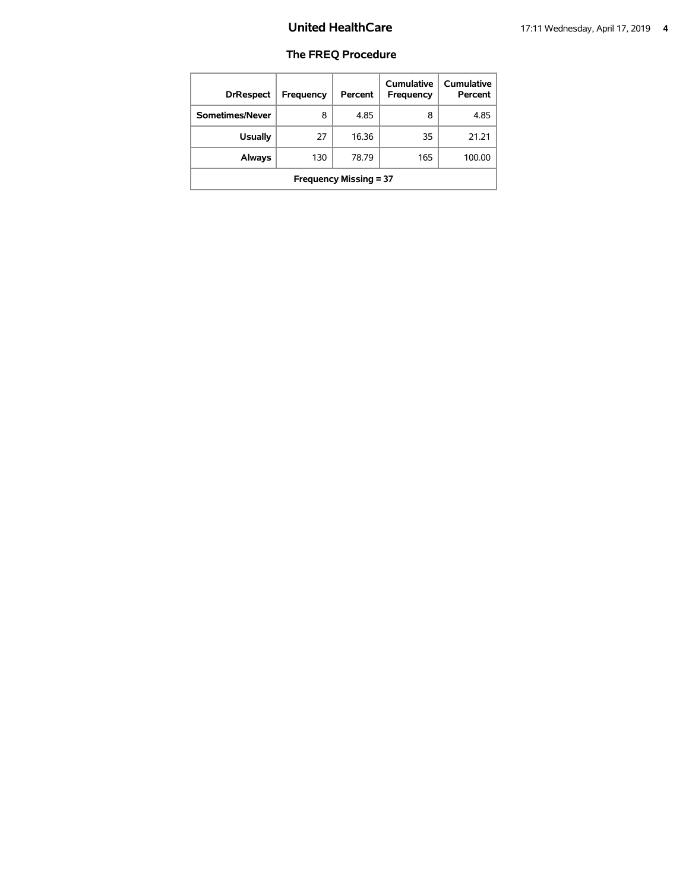# United HealthCare

## The FREQ Procedure

| DrRespect | Frequency | Percent | Cumulative Frequency | Cumulative Percent |
|---|---|---|---|---|
| Sometimes/Never | 8 | 4.85 | 8 | 4.85 |
| Usually | 27 | 16.36 | 35 | 21.21 |
| Always | 130 | 78.79 | 165 | 100.00 |
| Frequency Missing = 37 | | | | |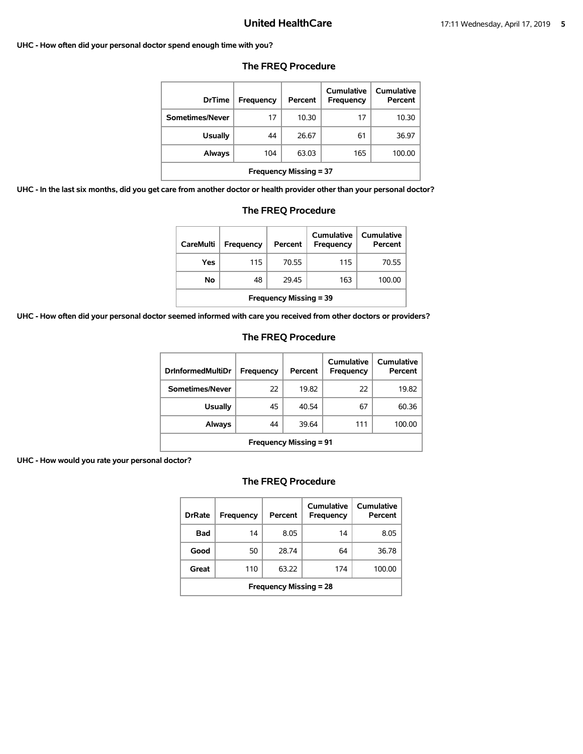**UHC - How often did your personal doctor spend enough time with you?**

## The FREQ Procedure

| DrTime | Frequency | Percent | Cumulative Frequency | Cumulative Percent |
|---|---|---|---|---|
| Sometimes/Never | 17 | 10.30 | 17 | 10.30 |
| Usually | 44 | 26.67 | 61 | 36.97 |
| Always | 104 | 63.03 | 165 | 100.00 |
| Frequency Missing = 37 | | | | |

**UHC - In the last six months, did you get care from another doctor or health provider other than your personal doctor?**

## The FREQ Procedure

| CareMulti | Frequency | Percent | Cumulative Frequency | Cumulative Percent |
|---|---|---|---|---|
| Yes | 115 | 70.55 | 115 | 70.55 |
| No | 48 | 29.45 | 163 | 100.00 |
| Frequency Missing = 39 | | | | |

**UHC - How often did your personal doctor seemed informed with care you received from other doctors or providers?**

## The FREQ Procedure

| DrInformedMultiDr | Frequency | Percent | Cumulative Frequency | Cumulative Percent |
|---|---|---|---|---|
| Sometimes/Never | 22 | 19.82 | 22 | 19.82 |
| Usually | 45 | 40.54 | 67 | 60.36 |
| Always | 44 | 39.64 | 111 | 100.00 |
| Frequency Missing = 91 | | | | |

**UHC - How would you rate your personal doctor?**

## The FREQ Procedure

| DrRate | Frequency | Percent | Cumulative Frequency | Cumulative Percent |
|---|---|---|---|---|
| Bad | 14 | 8.05 | 14 | 8.05 |
| Good | 50 | 28.74 | 64 | 36.78 |
| Great | 110 | 63.22 | 174 | 100.00 |
| Frequency Missing = 28 | | | | |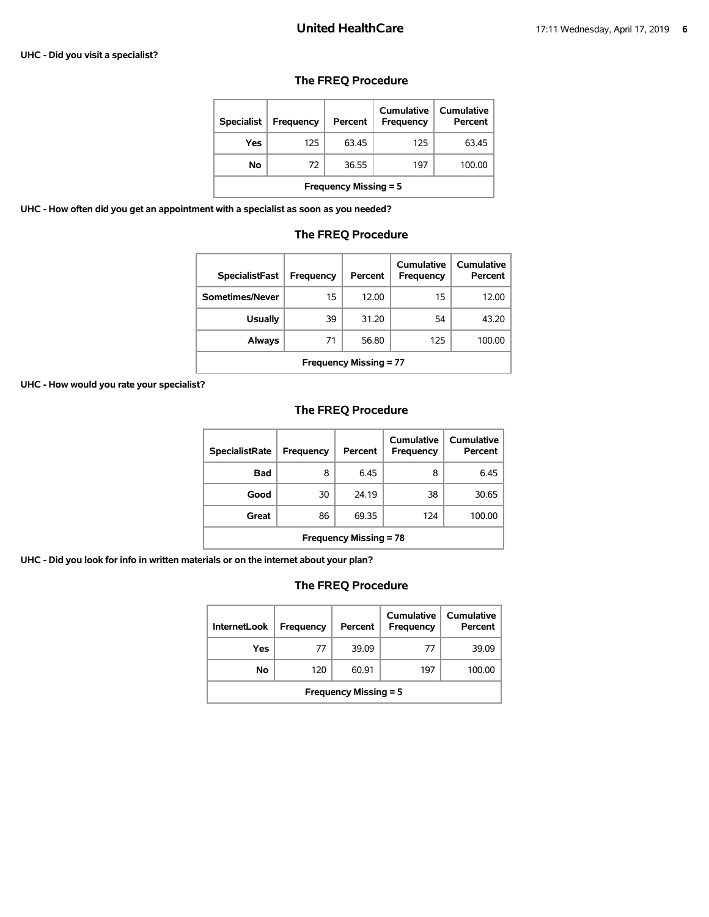**UHC - Did you visit a specialist?**

## The FREQ Procedure

| Specialist | Frequency | Percent | Cumulative Frequency | Cumulative Percent |
|---|---|---|---|---|
| Yes | 125 | 63.45 | 125 | 63.45 |
| No | 72 | 36.55 | 197 | 100.00 |
| Frequency Missing = 5 | | | | |

**UHC - How often did you get an appointment with a specialist as soon as you needed?**

## The FREQ Procedure

| SpecialistFast | Frequency | Percent | Cumulative Frequency | Cumulative Percent |
|---|---|---|---|---|
| Sometimes/Never | 15 | 12.00 | 15 | 12.00 |
| Usually | 39 | 31.20 | 54 | 43.20 |
| Always | 71 | 56.80 | 125 | 100.00 |
| Frequency Missing = 77 | | | | |

**UHC - How would you rate your specialist?**

## The FREQ Procedure

| SpecialistRate | Frequency | Percent | Cumulative Frequency | Cumulative Percent |
|---|---|---|---|---|
| Bad | 8 | 6.45 | 8 | 6.45 |
| Good | 30 | 24.19 | 38 | 30.65 |
| Great | 86 | 69.35 | 124 | 100.00 |
| Frequency Missing = 78 | | | | |

**UHC - Did you look for info in written materials or on the internet about your plan?**

## The FREQ Procedure

| InternetLook | Frequency | Percent | Cumulative Frequency | Cumulative Percent |
|---|---|---|---|---|
| Yes | 77 | 39.09 | 77 | 39.09 |
| No | 120 | 60.91 | 197 | 100.00 |
| Frequency Missing = 5 | | | | |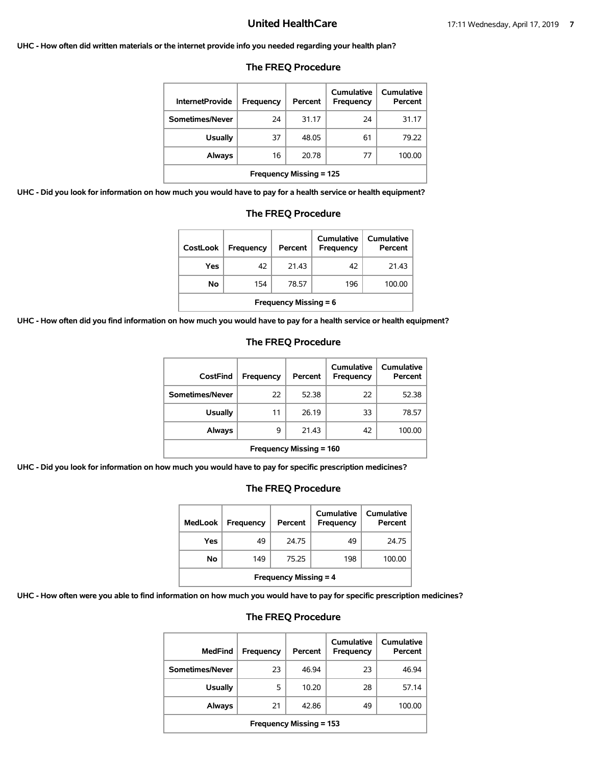## United HealthCare

**UHC - How often did written materials or the internet provide info you needed regarding your health plan?**

### The FREQ Procedure

| InternetProvide | Frequency | Percent | Cumulative Frequency | Cumulative Percent |
|---|---|---|---|---|
| Sometimes/Never | 24 | 31.17 | 24 | 31.17 |
| Usually | 37 | 48.05 | 61 | 79.22 |
| Always | 16 | 20.78 | 77 | 100.00 |
| Frequency Missing = 125 | | | | |

**UHC - Did you look for information on how much you would have to pay for a health service or health equipment?**

### The FREQ Procedure

| CostLook | Frequency | Percent | Cumulative Frequency | Cumulative Percent |
|---|---|---|---|---|
| Yes | 42 | 21.43 | 42 | 21.43 |
| No | 154 | 78.57 | 196 | 100.00 |
| Frequency Missing = 6 | | | | |

**UHC - How often did you find information on how much you would have to pay for a health service or health equipment?**

### The FREQ Procedure

| CostFind | Frequency | Percent | Cumulative Frequency | Cumulative Percent |
|---|---|---|---|---|
| Sometimes/Never | 22 | 52.38 | 22 | 52.38 |
| Usually | 11 | 26.19 | 33 | 78.57 |
| Always | 9 | 21.43 | 42 | 100.00 |
| Frequency Missing = 160 | | | | |

**UHC - Did you look for information on how much you would have to pay for specific prescription medicines?**

### The FREQ Procedure

| MedLook | Frequency | Percent | Cumulative Frequency | Cumulative Percent |
|---|---|---|---|---|
| Yes | 49 | 24.75 | 49 | 24.75 |
| No | 149 | 75.25 | 198 | 100.00 |
| Frequency Missing = 4 | | | | |

**UHC - How often were you able to find information on how much you would have to pay for specific prescription medicines?**

### The FREQ Procedure

| MedFind | Frequency | Percent | Cumulative Frequency | Cumulative Percent |
|---|---|---|---|---|
| Sometimes/Never | 23 | 46.94 | 23 | 46.94 |
| Usually | 5 | 10.20 | 28 | 57.14 |
| Always | 21 | 42.86 | 49 | 100.00 |
| Frequency Missing = 153 | | | | |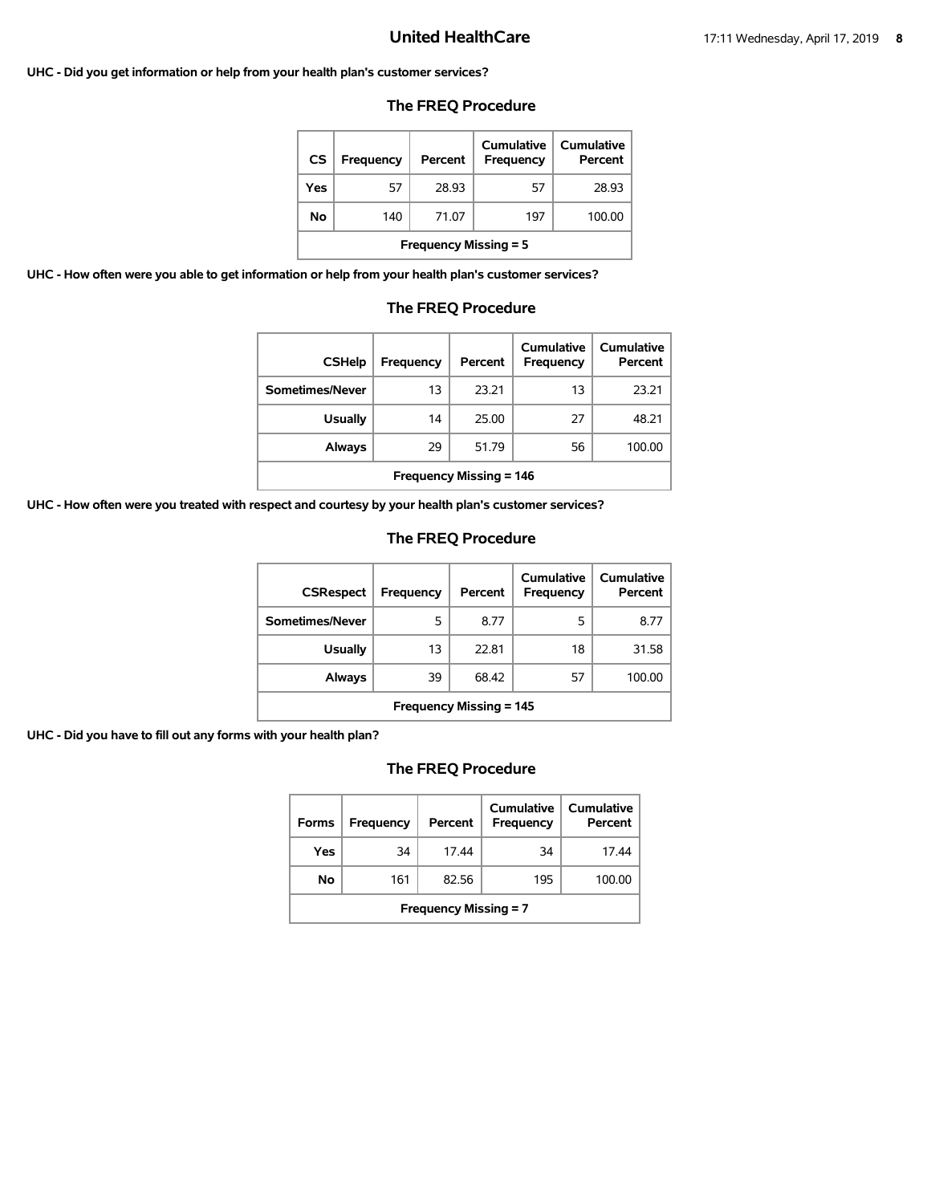**UHC - Did you get information or help from your health plan's customer services?**

### The FREQ Procedure

| CS | Frequency | Percent | Cumulative Frequency | Cumulative Percent |
|---|---|---|---|---|
| Yes | 57 | 28.93 | 57 | 28.93 |
| No | 140 | 71.07 | 197 | 100.00 |
| Frequency Missing = 5 | | | | |

**UHC - How often were you able to get information or help from your health plan's customer services?**

### The FREQ Procedure

| CSHelp | Frequency | Percent | Cumulative Frequency | Cumulative Percent |
|---|---|---|---|---|
| Sometimes/Never | 13 | 23.21 | 13 | 23.21 |
| Usually | 14 | 25.00 | 27 | 48.21 |
| Always | 29 | 51.79 | 56 | 100.00 |
| Frequency Missing = 146 | | | | |

**UHC - How often were you treated with respect and courtesy by your health plan's customer services?**

### The FREQ Procedure

| CSRespect | Frequency | Percent | Cumulative Frequency | Cumulative Percent |
|---|---|---|---|---|
| Sometimes/Never | 5 | 8.77 | 5 | 8.77 |
| Usually | 13 | 22.81 | 18 | 31.58 |
| Always | 39 | 68.42 | 57 | 100.00 |
| Frequency Missing = 145 | | | | |

**UHC - Did you have to fill out any forms with your health plan?**

### The FREQ Procedure

| Forms | Frequency | Percent | Cumulative Frequency | Cumulative Percent |
|---|---|---|---|---|
| Yes | 34 | 17.44 | 34 | 17.44 |
| No | 161 | 82.56 | 195 | 100.00 |
| Frequency Missing = 7 | | | | |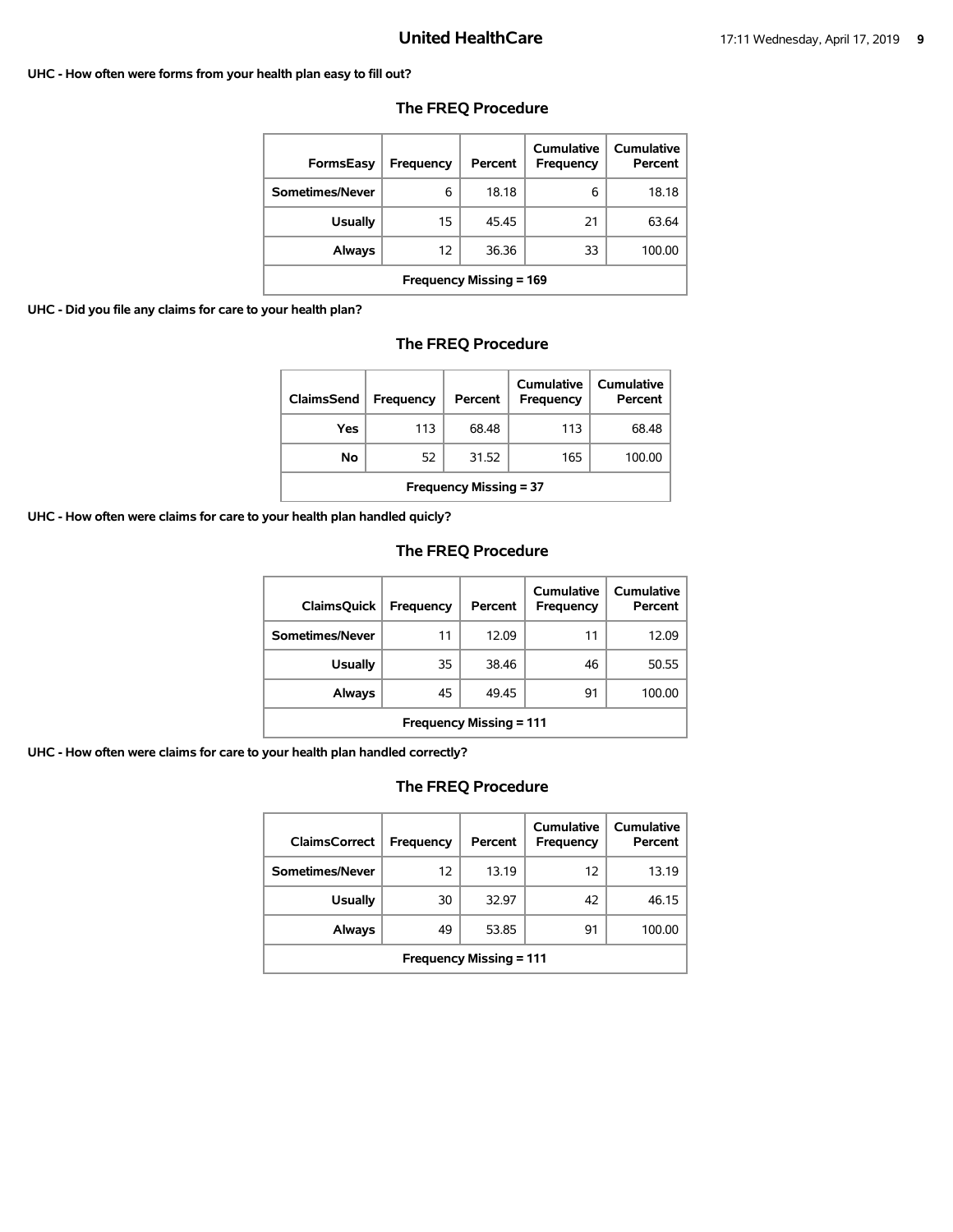**UHC - How often were forms from your health plan easy to fill out?**

### The FREQ Procedure

| FormsEasy | Frequency | Percent | Cumulative Frequency | Cumulative Percent |
|---|---|---|---|---|
| Sometimes/Never | 6 | 18.18 | 6 | 18.18 |
| Usually | 15 | 45.45 | 21 | 63.64 |
| Always | 12 | 36.36 | 33 | 100.00 |
| Frequency Missing = 169 | | | | |

**UHC - Did you file any claims for care to your health plan?**

### The FREQ Procedure

| ClaimsSend | Frequency | Percent | Cumulative Frequency | Cumulative Percent |
|---|---|---|---|---|
| Yes | 113 | 68.48 | 113 | 68.48 |
| No | 52 | 31.52 | 165 | 100.00 |
| Frequency Missing = 37 | | | | |

**UHC - How often were claims for care to your health plan handled quicly?**

### The FREQ Procedure

| ClaimsQuick | Frequency | Percent | Cumulative Frequency | Cumulative Percent |
|---|---|---|---|---|
| Sometimes/Never | 11 | 12.09 | 11 | 12.09 |
| Usually | 35 | 38.46 | 46 | 50.55 |
| Always | 45 | 49.45 | 91 | 100.00 |
| Frequency Missing = 111 | | | | |

**UHC - How often were claims for care to your health plan handled correctly?**

### The FREQ Procedure

| ClaimsCorrect | Frequency | Percent | Cumulative Frequency | Cumulative Percent |
|---|---|---|---|---|
| Sometimes/Never | 12 | 13.19 | 12 | 13.19 |
| Usually | 30 | 32.97 | 42 | 46.15 |
| Always | 49 | 53.85 | 91 | 100.00 |
| Frequency Missing = 111 | | | | |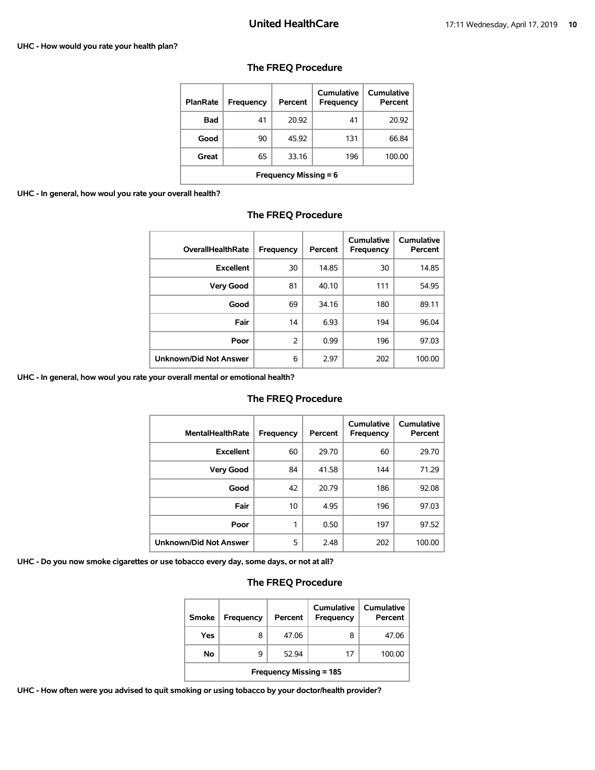**UHC - How would you rate your health plan?**

### The FREQ Procedure

| PlanRate | Frequency | Percent | Cumulative Frequency | Cumulative Percent |
|---|---|---|---|---|
| Bad | 41 | 20.92 | 41 | 20.92 |
| Good | 90 | 45.92 | 131 | 66.84 |
| Great | 65 | 33.16 | 196 | 100.00 |
| Frequency Missing = 6 | | | | |

**UHC - In general, how woul you rate your overall health?**

### The FREQ Procedure

| OverallHealthRate | Frequency | Percent | Cumulative Frequency | Cumulative Percent |
|---|---|---|---|---|
| Excellent | 30 | 14.85 | 30 | 14.85 |
| Very Good | 81 | 40.10 | 111 | 54.95 |
| Good | 69 | 34.16 | 180 | 89.11 |
| Fair | 14 | 6.93 | 194 | 96.04 |
| Poor | 2 | 0.99 | 196 | 97.03 |
| Unknown/Did Not Answer | 6 | 2.97 | 202 | 100.00 |

**UHC - In general, how woul you rate your overall mental or emotional health?**

### The FREQ Procedure

| MentalHealthRate | Frequency | Percent | Cumulative Frequency | Cumulative Percent |
|---|---|---|---|---|
| Excellent | 60 | 29.70 | 60 | 29.70 |
| Very Good | 84 | 41.58 | 144 | 71.29 |
| Good | 42 | 20.79 | 186 | 92.08 |
| Fair | 10 | 4.95 | 196 | 97.03 |
| Poor | 1 | 0.50 | 197 | 97.52 |
| Unknown/Did Not Answer | 5 | 2.48 | 202 | 100.00 |

**UHC - Do you now smoke cigarettes or use tobacco every day, some days, or not at all?**

### The FREQ Procedure

| Smoke | Frequency | Percent | Cumulative Frequency | Cumulative Percent |
|---|---|---|---|---|
| Yes | 8 | 47.06 | 8 | 47.06 |
| No | 9 | 52.94 | 17 | 100.00 |
| Frequency Missing = 185 | | | | |

**UHC - How often were you advised to quit smoking or using tobacco by your doctor/health provider?**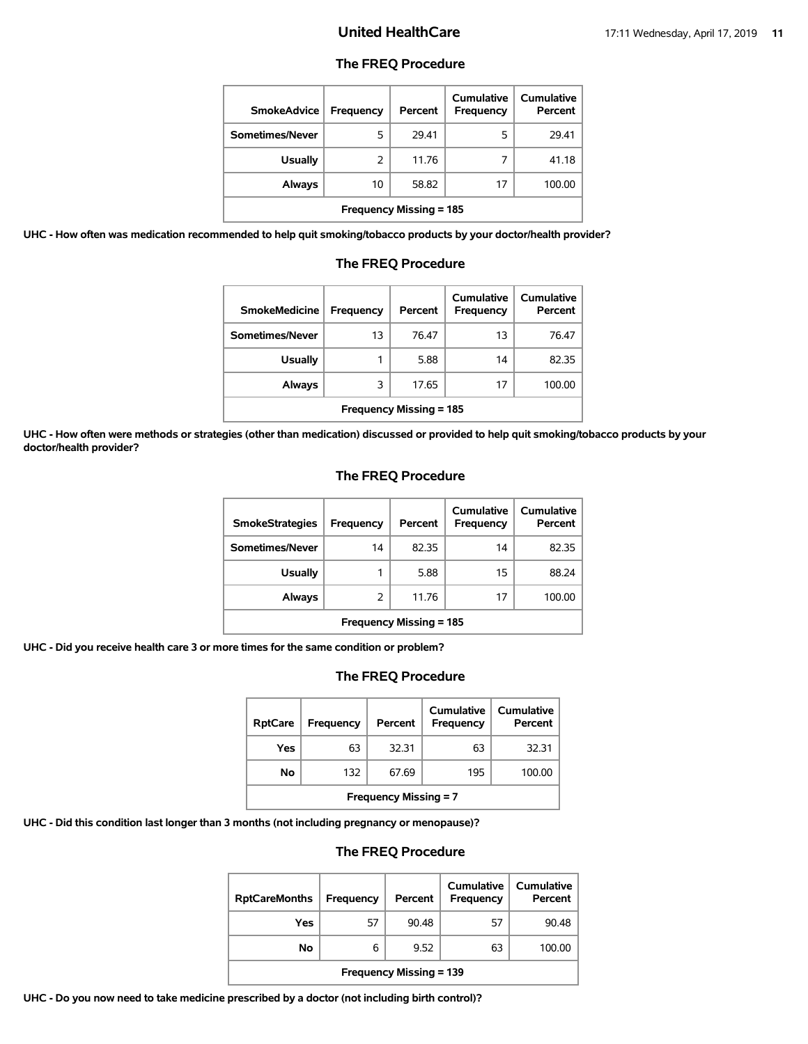## The FREQ Procedure

| SmokeAdvice | Frequency | Percent | Cumulative Frequency | Cumulative Percent |
|---|---|---|---|---|
| Sometimes/Never | 5 | 29.41 | 5 | 29.41 |
| Usually | 2 | 11.76 | 7 | 41.18 |
| Always | 10 | 58.82 | 17 | 100.00 |
| Frequency Missing = 185 | | | | |

**UHC - How often was medication recommended to help quit smoking/tobacco products by your doctor/health provider?**

## The FREQ Procedure

| SmokeMedicine | Frequency | Percent | Cumulative Frequency | Cumulative Percent |
|---|---|---|---|---|
| Sometimes/Never | 13 | 76.47 | 13 | 76.47 |
| Usually | 1 | 5.88 | 14 | 82.35 |
| Always | 3 | 17.65 | 17 | 100.00 |
| Frequency Missing = 185 | | | | |

**UHC - How often were methods or strategies (other than medication) discussed or provided to help quit smoking/tobacco products by your doctor/health provider?**

## The FREQ Procedure

| SmokeStrategies | Frequency | Percent | Cumulative Frequency | Cumulative Percent |
|---|---|---|---|---|
| Sometimes/Never | 14 | 82.35 | 14 | 82.35 |
| Usually | 1 | 5.88 | 15 | 88.24 |
| Always | 2 | 11.76 | 17 | 100.00 |
| Frequency Missing = 185 | | | | |

**UHC - Did you receive health care 3 or more times for the same condition or problem?**

## The FREQ Procedure

| RptCare | Frequency | Percent | Cumulative Frequency | Cumulative Percent |
|---|---|---|---|---|
| Yes | 63 | 32.31 | 63 | 32.31 |
| No | 132 | 67.69 | 195 | 100.00 |
| Frequency Missing = 7 | | | | |

**UHC - Did this condition last longer than 3 months (not including pregnancy or menopause)?**

## The FREQ Procedure

| RptCareMonths | Frequency | Percent | Cumulative Frequency | Cumulative Percent |
|---|---|---|---|---|
| Yes | 57 | 90.48 | 57 | 90.48 |
| No | 6 | 9.52 | 63 | 100.00 |
| Frequency Missing = 139 | | | | |

**UHC - Do you now need to take medicine prescribed by a doctor (not including birth control)?**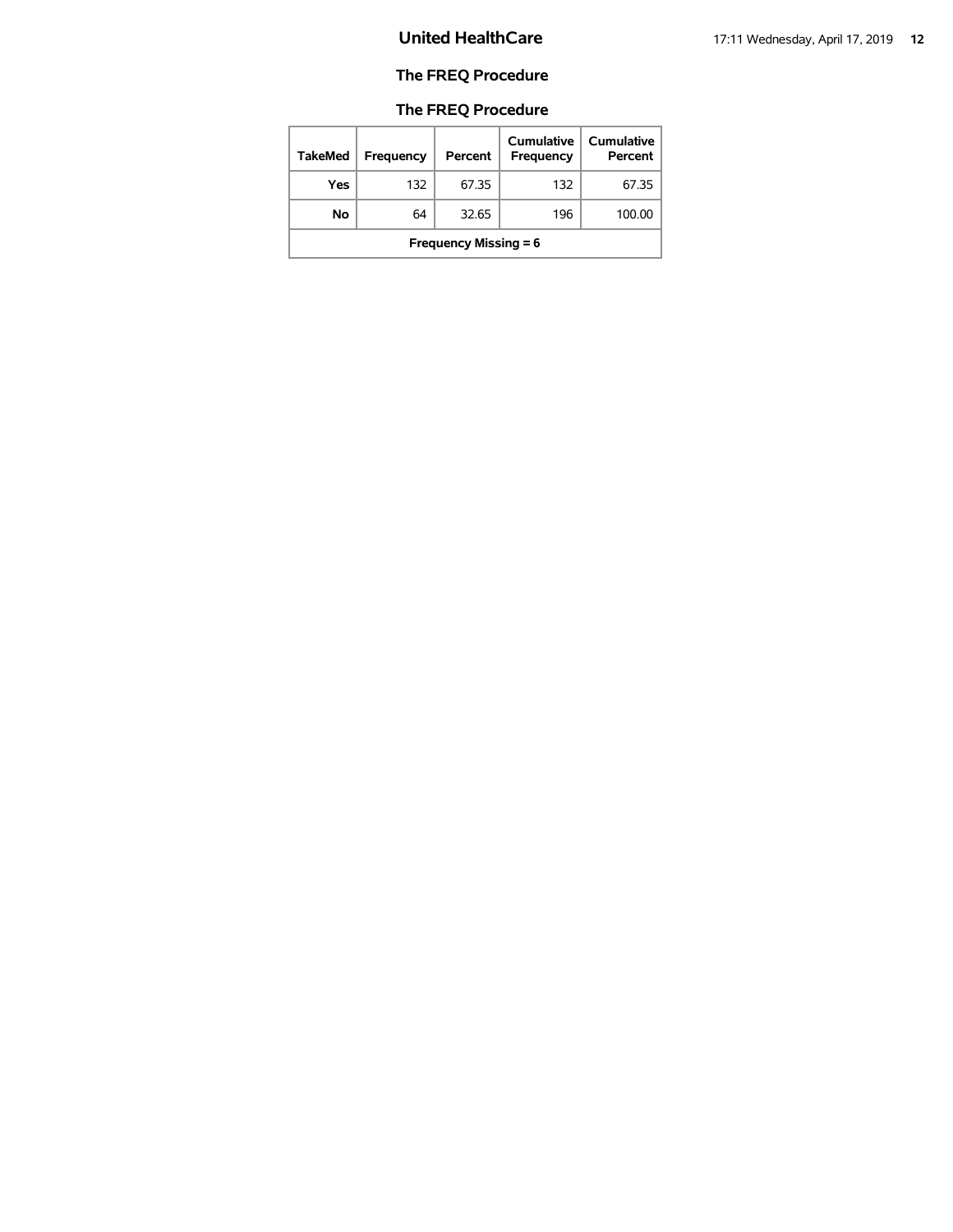# United HealthCare

## The FREQ Procedure

## The FREQ Procedure

| TakeMed | Frequency | Percent | Cumulative Frequency | Cumulative Percent |
|---|---|---|---|---|
| Yes | 132 | 67.35 | 132 | 67.35 |
| No | 64 | 32.65 | 196 | 100.00 |
| Frequency Missing = 6 | | | | |